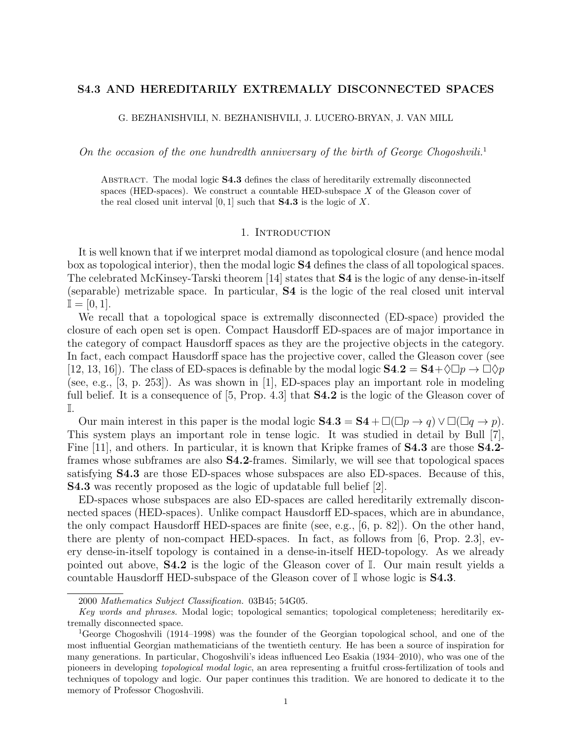# S4.3 AND HEREDITARILY EXTREMALLY DISCONNECTED SPACES

G. BEZHANISHVILI, N. BEZHANISHVILI, J. LUCERO-BRYAN, J. VAN MILL

*On the occasion of the one hundredth anniversary of the birth of George Chogoshvili.*[1]

Abstract. The modal logic **S4.3** defines the class of hereditarily extremally disconnected spaces (HED-spaces). We construct a countable HED-subspace $X$ of the Gleason cover of the real closed unit interval $[0, 1]$ such that **S4.3** is the logic of $X$.

## 1. Introduction

It is well known that if we interpret modal diamond as topological closure (and hence modal box as topological interior), then the modal logic **S4** defines the class of all topological spaces. The celebrated McKinsey-Tarski theorem [14] states that **S4** is the logic of any dense-in-itself (separable) metrizable space. In particular, **S4** is the logic of the real closed unit interval $\mathbb{I} = [0, 1]$.

We recall that a topological space is extremally disconnected (ED-space) provided the closure of each open set is open. Compact Hausdorff ED-spaces are of major importance in the category of compact Hausdorff spaces as they are the projective objects in the category. In fact, each compact Hausdorff space has the projective cover, called the Gleason cover (see [12, 13, 16]). The class of ED-spaces is definable by the modal logic $\mathbf{S4.2} = \mathbf{S4} + \Diamond\Box p \to \Box\Diamond p$ (see, e.g., [3, p. 253]). As was shown in [1], ED-spaces play an important role in modeling full belief. It is a consequence of [5, Prop. 4.3] that **S4.2** is the logic of the Gleason cover of $\mathbb{I}$.

Our main interest in this paper is the modal logic $\mathbf{S4.3} = \mathbf{S4} + \Box(\Box p \to q) \vee \Box(\Box q \to p)$. This system plays an important role in tense logic. It was studied in detail by Bull [7], Fine [11], and others. In particular, it is known that Kripke frames of **S4.3** are those **S4.2**-frames whose subframes are also **S4.2**-frames. Similarly, we will see that topological spaces satisfying **S4.3** are those ED-spaces whose subspaces are also ED-spaces. Because of this, **S4.3** was recently proposed as the logic of updatable full belief [2].

ED-spaces whose subspaces are also ED-spaces are called hereditarily extremally disconnected spaces (HED-spaces). Unlike compact Hausdorff ED-spaces, which are in abundance, the only compact Hausdorff HED-spaces are finite (see, e.g., [6, p. 82]). On the other hand, there are plenty of non-compact HED-spaces. In fact, as follows from [6, Prop. 2.3], every dense-in-itself topology is contained in a dense-in-itself HED-topology. As we already pointed out above, **S4.2** is the logic of the Gleason cover of $\mathbb{I}$. Our main result yields a countable Hausdorff HED-subspace of the Gleason cover of $\mathbb{I}$ whose logic is **S4.3**.

---

2000 *Mathematics Subject Classification.* 03B45; 54G05.

*Key words and phrases.* Modal logic; topological semantics; topological completeness; hereditarily extremally disconnected space.

[1] George Chogoshvili (1914–1998) was the founder of the Georgian topological school, and one of the most influential Georgian mathematicians of the twentieth century. He has been a source of inspiration for many generations. In particular, Chogoshvili's ideas influenced Leo Esakia (1934–2010), who was one of the pioneers in developing *topological modal logic*, an area representing a fruitful cross-fertilization of tools and techniques of topology and logic. Our paper continues this tradition. We are honored to dedicate it to the memory of Professor Chogoshvili.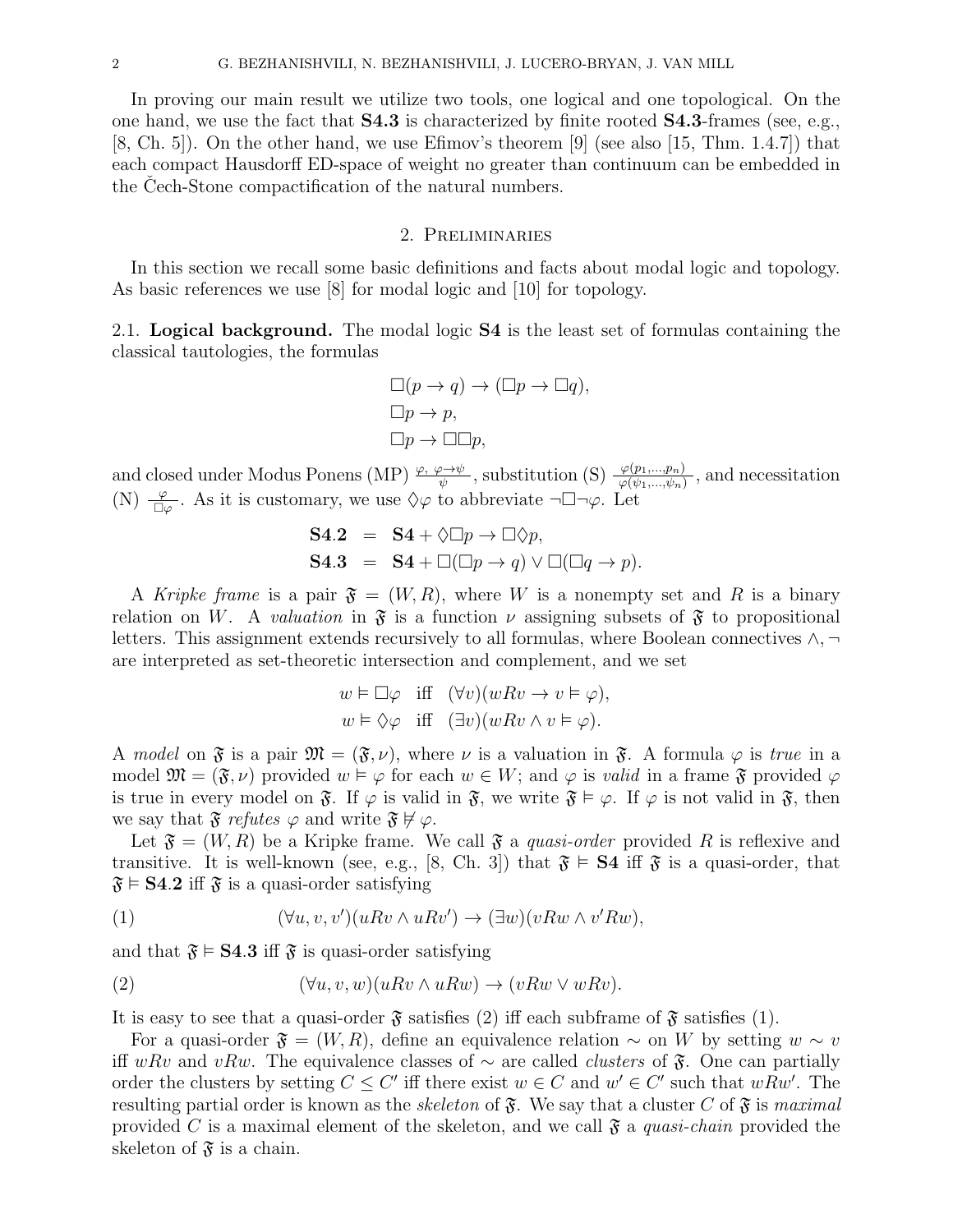In proving our main result we utilize two tools, one logical and one topological. On the one hand, we use the fact that **S4.3** is characterized by finite rooted **S4.3**-frames (see, e.g., [8, Ch. 5]). On the other hand, we use Efimov's theorem [9] (see also [15, Thm. 1.4.7]) that each compact Hausdorff ED-space of weight no greater than continuum can be embedded in the Čech-Stone compactification of the natural numbers.

## 2. Preliminaries

In this section we recall some basic definitions and facts about modal logic and topology. As basic references we use [8] for modal logic and [10] for topology.

2.1. **Logical background.** The modal logic **S4** is the least set of formulas containing the classical tautologies, the formulas

$$\Box(p \to q) \to (\Box p \to \Box q),$$
$$\Box p \to p,$$
$$\Box p \to \Box\Box p,$$

and closed under Modus Ponens (MP) $\frac{\varphi,\ \varphi\to\psi}{\psi}$, substitution (S) $\frac{\varphi(p_1,\ldots,p_n)}{\varphi(\psi_1,\ldots,\psi_n)}$, and necessitation (N) $\frac{\varphi}{\Box\varphi}$. As it is customary, we use $\Diamond\varphi$ to abbreviate $\neg\Box\neg\varphi$. Let

$$\mathbf{S4.2} = \mathbf{S4} + \Diamond\Box p \to \Box\Diamond p,$$
$$\mathbf{S4.3} = \mathbf{S4} + \Box(\Box p \to q) \vee \Box(\Box q \to p).$$

A *Kripke frame* is a pair $\mathfrak{F} = (W, R)$, where $W$ is a nonempty set and $R$ is a binary relation on $W$. A *valuation* in $\mathfrak{F}$ is a function $\nu$ assigning subsets of $\mathfrak{F}$ to propositional letters. This assignment extends recursively to all formulas, where Boolean connectives $\wedge, \neg$ are interpreted as set-theoretic intersection and complement, and we set

$$w \vDash \Box\varphi \quad \text{iff} \quad (\forall v)(wRv \to v \vDash \varphi),$$
$$w \vDash \Diamond\varphi \quad \text{iff} \quad (\exists v)(wRv \wedge v \vDash \varphi).$$

A *model* on $\mathfrak{F}$ is a pair $\mathfrak{M} = (\mathfrak{F}, \nu)$, where $\nu$ is a valuation in $\mathfrak{F}$. A formula $\varphi$ is *true* in a model $\mathfrak{M} = (\mathfrak{F}, \nu)$ provided $w \vDash \varphi$ for each $w \in W$; and $\varphi$ is *valid* in a frame $\mathfrak{F}$ provided $\varphi$ is true in every model on $\mathfrak{F}$. If $\varphi$ is valid in $\mathfrak{F}$, we write $\mathfrak{F} \vDash \varphi$. If $\varphi$ is not valid in $\mathfrak{F}$, then we say that $\mathfrak{F}$ *refutes* $\varphi$ and write $\mathfrak{F} \not\vDash \varphi$.

Let $\mathfrak{F} = (W, R)$ be a Kripke frame. We call $\mathfrak{F}$ a *quasi-order* provided $R$ is reflexive and transitive. It is well-known (see, e.g., [8, Ch. 3]) that $\mathfrak{F} \vDash \mathbf{S4}$ iff $\mathfrak{F}$ is a quasi-order, that $\mathfrak{F} \vDash \mathbf{S4.2}$ iff $\mathfrak{F}$ is a quasi-order satisfying

$$(\forall u, v, v')(uRv \wedge uRv') \to (\exists w)(vRw \wedge v'Rw), \tag{1}$$

and that $\mathfrak{F} \vDash \mathbf{S4.3}$ iff $\mathfrak{F}$ is quasi-order satisfying

$$(\forall u, v, w)(uRv \wedge uRw) \to (vRw \vee wRv). \tag{2}$$

It is easy to see that a quasi-order $\mathfrak{F}$ satisfies (2) iff each subframe of $\mathfrak{F}$ satisfies (1).

For a quasi-order $\mathfrak{F} = (W, R)$, define an equivalence relation $\sim$ on $W$ by setting $w \sim v$ iff $wRv$ and $vRw$. The equivalence classes of $\sim$ are called *clusters* of $\mathfrak{F}$. One can partially order the clusters by setting $C \leq C'$ iff there exist $w \in C$ and $w' \in C'$ such that $wRw'$. The resulting partial order is known as the *skeleton* of $\mathfrak{F}$. We say that a cluster $C$ of $\mathfrak{F}$ is *maximal* provided $C$ is a maximal element of the skeleton, and we call $\mathfrak{F}$ a *quasi-chain* provided the skeleton of $\mathfrak{F}$ is a chain.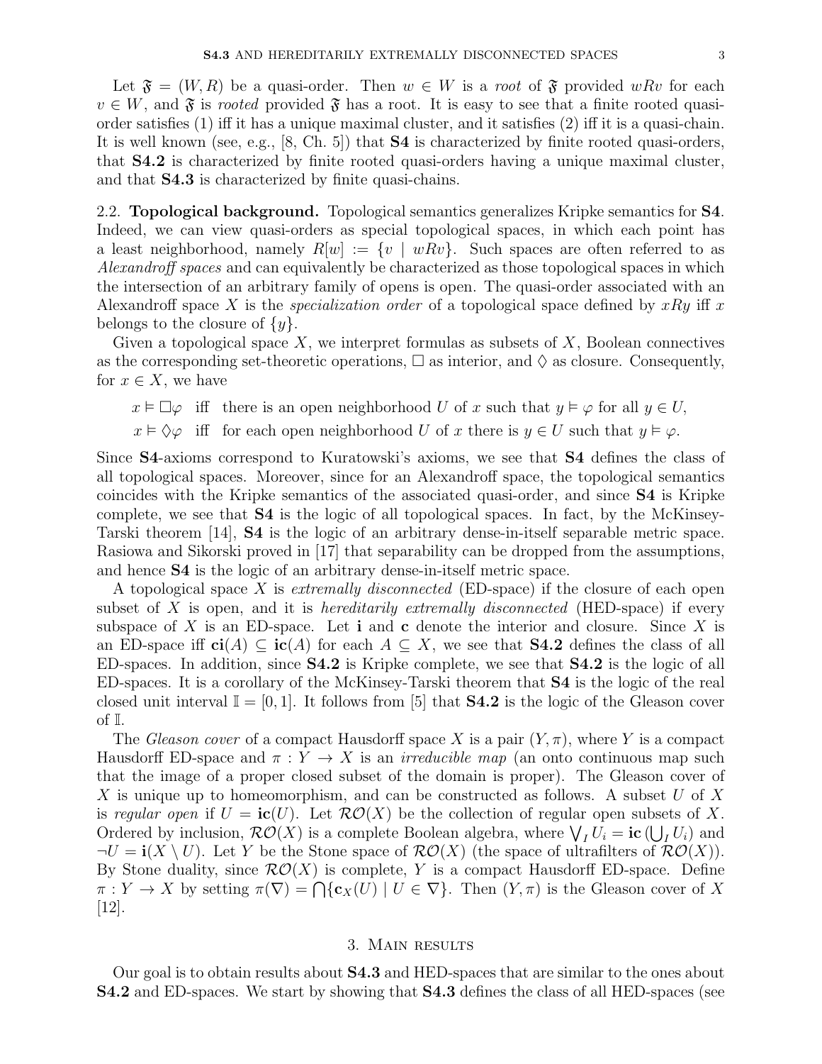Let $\mathfrak{F} = (W, R)$ be a quasi-order. Then $w \in W$ is a *root* of $\mathfrak{F}$ provided $wRv$ for each $v \in W$, and $\mathfrak{F}$ is *rooted* provided $\mathfrak{F}$ has a root. It is easy to see that a finite rooted quasi-order satisfies (1) iff it has a unique maximal cluster, and it satisfies (2) iff it is a quasi-chain. It is well known (see, e.g., [8, Ch. 5]) that **S4** is characterized by finite rooted quasi-orders, that **S4.2** is characterized by finite rooted quasi-orders having a unique maximal cluster, and that **S4.3** is characterized by finite quasi-chains.

2.2. **Topological background.** Topological semantics generalizes Kripke semantics for **S4**. Indeed, we can view quasi-orders as special topological spaces, in which each point has a least neighborhood, namely $R[w] := \{v \mid wRv\}$. Such spaces are often referred to as *Alexandroff spaces* and can equivalently be characterized as those topological spaces in which the intersection of an arbitrary family of opens is open. The quasi-order associated with an Alexandroff space $X$ is the *specialization order* of a topological space defined by $xRy$ iff $x$ belongs to the closure of $\{y\}$.

Given a topological space $X$, we interpret formulas as subsets of $X$, Boolean connectives as the corresponding set-theoretic operations, $\Box$ as interior, and $\Diamond$ as closure. Consequently, for $x \in X$, we have

$x \vDash \Box\varphi$ iff there is an open neighborhood $U$ of $x$ such that $y \vDash \varphi$ for all $y \in U$,

$x \vDash \Diamond\varphi$ iff for each open neighborhood $U$ of $x$ there is $y \in U$ such that $y \vDash \varphi$.

Since **S4**-axioms correspond to Kuratowski's axioms, we see that **S4** defines the class of all topological spaces. Moreover, since for an Alexandroff space, the topological semantics coincides with the Kripke semantics of the associated quasi-order, and since **S4** is Kripke complete, we see that **S4** is the logic of all topological spaces. In fact, by the McKinsey-Tarski theorem [14], **S4** is the logic of an arbitrary dense-in-itself separable metric space. Rasiowa and Sikorski proved in [17] that separability can be dropped from the assumptions, and hence **S4** is the logic of an arbitrary dense-in-itself metric space.

A topological space $X$ is *extremally disconnected* (ED-space) if the closure of each open subset of $X$ is open, and it is *hereditarily extremally disconnected* (HED-space) if every subspace of $X$ is an ED-space. Let $\mathbf{i}$ and $\mathbf{c}$ denote the interior and closure. Since $X$ is an ED-space iff $\mathbf{ci}(A) \subseteq \mathbf{ic}(A)$ for each $A \subseteq X$, we see that **S4.2** defines the class of all ED-spaces. In addition, since **S4.2** is Kripke complete, we see that **S4.2** is the logic of all ED-spaces. It is a corollary of the McKinsey-Tarski theorem that **S4** is the logic of the real closed unit interval $\mathbb{I} = [0, 1]$. It follows from [5] that **S4.2** is the logic of the Gleason cover of $\mathbb{I}$.

The *Gleason cover* of a compact Hausdorff space $X$ is a pair $(Y, \pi)$, where $Y$ is a compact Hausdorff ED-space and $\pi : Y \to X$ is an *irreducible map* (an onto continuous map such that the image of a proper closed subset of the domain is proper). The Gleason cover of $X$ is unique up to homeomorphism, and can be constructed as follows. A subset $U$ of $X$ is *regular open* if $U = \mathbf{ic}(U)$. Let $\mathcal{RO}(X)$ be the collection of regular open subsets of $X$. Ordered by inclusion, $\mathcal{RO}(X)$ is a complete Boolean algebra, where $\bigvee_I U_i = \mathbf{ic}\left(\bigcup_I U_i\right)$ and $\neg U = \mathbf{i}(X \setminus U)$. Let $Y$ be the Stone space of $\mathcal{RO}(X)$ (the space of ultrafilters of $\mathcal{RO}(X)$). By Stone duality, since $\mathcal{RO}(X)$ is complete, $Y$ is a compact Hausdorff ED-space. Define $\pi : Y \to X$ by setting $\pi(\nabla) = \bigcap\{\mathbf{c}_X(U) \mid U \in \nabla\}$. Then $(Y, \pi)$ is the Gleason cover of $X$ [12].

## 3. Main results

Our goal is to obtain results about **S4.3** and HED-spaces that are similar to the ones about **S4.2** and ED-spaces. We start by showing that **S4.3** defines the class of all HED-spaces (see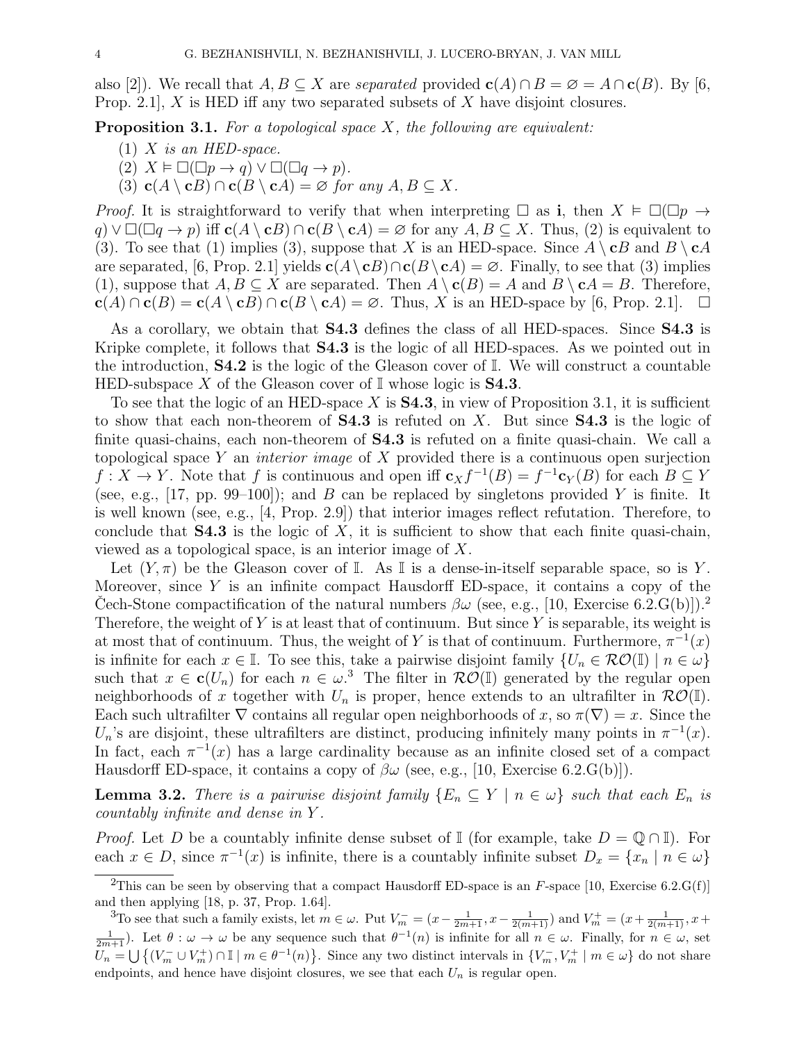also [2]). We recall that $A, B \subseteq X$ are *separated* provided $\mathbf{c}(A) \cap B = \varnothing = A \cap \mathbf{c}(B)$. By [6, Prop. 2.1], $X$ is HED iff any two separated subsets of $X$ have disjoint closures.

**Proposition 3.1.** *For a topological space $X$, the following are equivalent:*

1. *$X$ is an HED-space.*
2. *$X \vDash \Box(\Box p \to q) \vee \Box(\Box q \to p)$.*
3. *$\mathbf{c}(A \setminus \mathbf{c}B) \cap \mathbf{c}(B \setminus \mathbf{c}A) = \varnothing$ for any $A, B \subseteq X$.*

*Proof.* It is straightforward to verify that when interpreting $\Box$ as $\mathbf{i}$, then $X \vDash \Box(\Box p \to q) \vee \Box(\Box q \to p)$ iff $\mathbf{c}(A \setminus \mathbf{c}B) \cap \mathbf{c}(B \setminus \mathbf{c}A) = \varnothing$ for any $A, B \subseteq X$. Thus, (2) is equivalent to (3). To see that (1) implies (3), suppose that $X$ is an HED-space. Since $A \setminus \mathbf{c}B$ and $B \setminus \mathbf{c}A$ are separated, [6, Prop. 2.1] yields $\mathbf{c}(A \setminus \mathbf{c}B) \cap \mathbf{c}(B \setminus \mathbf{c}A) = \varnothing$. Finally, to see that (3) implies (1), suppose that $A, B \subseteq X$ are separated. Then $A \setminus \mathbf{c}(B) = A$ and $B \setminus \mathbf{c}A = B$. Therefore, $\mathbf{c}(A) \cap \mathbf{c}(B) = \mathbf{c}(A \setminus \mathbf{c}B) \cap \mathbf{c}(B \setminus \mathbf{c}A) = \varnothing$. Thus, $X$ is an HED-space by [6, Prop. 2.1]. $\square$

As a corollary, we obtain that **S4.3** defines the class of all HED-spaces. Since **S4.3** is Kripke complete, it follows that **S4.3** is the logic of all HED-spaces. As we pointed out in the introduction, **S4.2** is the logic of the Gleason cover of $\mathbb{I}$. We will construct a countable HED-subspace $X$ of the Gleason cover of $\mathbb{I}$ whose logic is **S4.3**.

To see that the logic of an HED-space $X$ is **S4.3**, in view of Proposition 3.1, it is sufficient to show that each non-theorem of **S4.3** is refuted on $X$. But since **S4.3** is the logic of finite quasi-chains, each non-theorem of **S4.3** is refuted on a finite quasi-chain. We call a topological space $Y$ an *interior image* of $X$ provided there is a continuous open surjection $f : X \to Y$. Note that $f$ is continuous and open iff $\mathbf{c}_X f^{-1}(B) = f^{-1}\mathbf{c}_Y(B)$ for each $B \subseteq Y$ (see, e.g., [17, pp. 99–100]); and $B$ can be replaced by singletons provided $Y$ is finite. It is well known (see, e.g., [4, Prop. 2.9]) that interior images reflect refutation. Therefore, to conclude that **S4.3** is the logic of $X$, it is sufficient to show that each finite quasi-chain, viewed as a topological space, is an interior image of $X$.

Let $(Y, \pi)$ be the Gleason cover of $\mathbb{I}$. As $\mathbb{I}$ is a dense-in-itself separable space, so is $Y$. Moreover, since $Y$ is an infinite compact Hausdorff ED-space, it contains a copy of the Čech-Stone compactification of the natural numbers $\beta\omega$ (see, e.g., [10, Exercise 6.2.G(b)]).[2] Therefore, the weight of $Y$ is at least that of continuum. But since $Y$ is separable, its weight is at most that of continuum. Thus, the weight of $Y$ is that of continuum. Furthermore, $\pi^{-1}(x)$ is infinite for each $x \in \mathbb{I}$. To see this, take a pairwise disjoint family $\{U_n \in \mathcal{RO}(\mathbb{I}) \mid n \in \omega\}$ such that $x \in \mathbf{c}(U_n)$ for each $n \in \omega$.[3] The filter in $\mathcal{RO}(\mathbb{I})$ generated by the regular open neighborhoods of $x$ together with $U_n$ is proper, hence extends to an ultrafilter in $\mathcal{RO}(\mathbb{I})$. Each such ultrafilter $\nabla$ contains all regular open neighborhoods of $x$, so $\pi(\nabla) = x$. Since the $U_n$'s are disjoint, these ultrafilters are distinct, producing infinitely many points in $\pi^{-1}(x)$. In fact, each $\pi^{-1}(x)$ has a large cardinality because as an infinite closed set of a compact Hausdorff ED-space, it contains a copy of $\beta\omega$ (see, e.g., [10, Exercise 6.2.G(b)]).

**Lemma 3.2.** *There is a pairwise disjoint family $\{E_n \subseteq Y \mid n \in \omega\}$ such that each $E_n$ is countably infinite and dense in $Y$.*

*Proof.* Let $D$ be a countably infinite dense subset of $\mathbb{I}$ (for example, take $D = \mathbb{Q} \cap \mathbb{I}$). For each $x \in D$, since $\pi^{-1}(x)$ is infinite, there is a countably infinite subset $D_x = \{x_n \mid n \in \omega\}$

---

[2] This can be seen by observing that a compact Hausdorff ED-space is an $F$-space [10, Exercise 6.2.G(f)] and then applying [18, p. 37, Prop. 1.64].

[3] To see that such a family exists, let $m \in \omega$. Put $V_m^- = (x - \frac{1}{2m+1}, x - \frac{1}{2(m+1)})$ and $V_m^+ = (x + \frac{1}{2(m+1)}, x + \frac{1}{2m+1})$. Let $\theta : \omega \to \omega$ be any sequence such that $\theta^{-1}(n)$ is infinite for all $n \in \omega$. Finally, for $n \in \omega$, set $U_n = \bigcup \{(V_m^- \cup V_m^+) \cap \mathbb{I} \mid m \in \theta^{-1}(n)\}$. Since any two distinct intervals in $\{V_m^-, V_m^+ \mid m \in \omega\}$ do not share endpoints, and hence have disjoint closures, we see that each $U_n$ is regular open.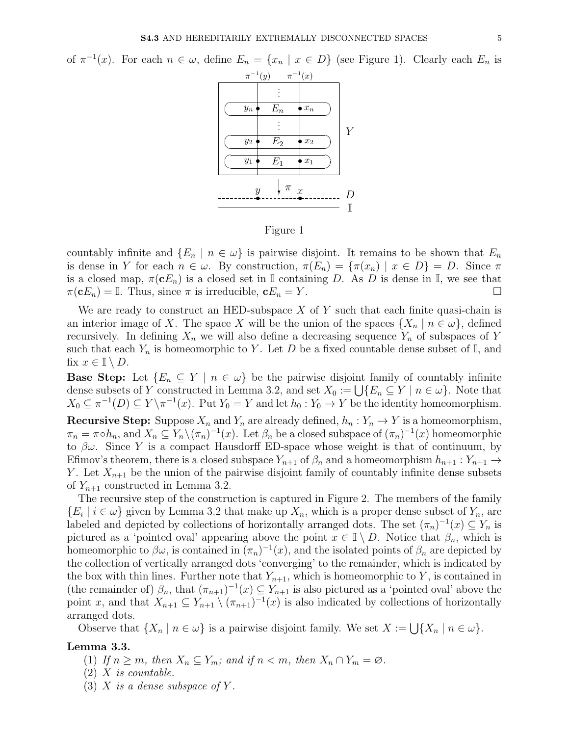of $\pi^{-1}(x)$. For each $n \in \omega$, define $E_n = \{x_n \mid x \in D\}$ (see Figure 1). Clearly each $E_n$ is

Figure 1

countably infinite and $\{E_n \mid n \in \omega\}$ is pairwise disjoint. It remains to be shown that $E_n$ is dense in $Y$ for each $n \in \omega$. By construction, $\pi(E_n) = \{\pi(x_n) \mid x \in D\} = D$. Since $\pi$ is a closed map, $\pi(\mathbf{c}E_n)$ is a closed set in $\mathbb{I}$ containing $D$. As $D$ is dense in $\mathbb{I}$, we see that $\pi(\mathbf{c}E_n) = \mathbb{I}$. Thus, since $\pi$ is irreducible, $\mathbf{c}E_n = Y$. □

We are ready to construct an HED-subspace $X$ of $Y$ such that each finite quasi-chain is an interior image of $X$. The space $X$ will be the union of the spaces $\{X_n \mid n \in \omega\}$, defined recursively. In defining $X_n$ we will also define a decreasing sequence $Y_n$ of subspaces of $Y$ such that each $Y_n$ is homeomorphic to $Y$. Let $D$ be a fixed countable dense subset of $\mathbb{I}$, and fix $x \in \mathbb{I} \setminus D$.

**Base Step:** Let $\{E_n \subseteq Y \mid n \in \omega\}$ be the pairwise disjoint family of countably infinite dense subsets of $Y$ constructed in Lemma 3.2, and set $X_0 := \bigcup\{E_n \subseteq Y \mid n \in \omega\}$. Note that $X_0 \subseteq \pi^{-1}(D) \subseteq Y \setminus \pi^{-1}(x)$. Put $Y_0 = Y$ and let $h_0 : Y_0 \to Y$ be the identity homeomorphism.

**Recursive Step:** Suppose $X_n$ and $Y_n$ are already defined, $h_n : Y_n \to Y$ is a homeomorphism, $\pi_n = \pi \circ h_n$, and $X_n \subseteq Y_n \setminus (\pi_n)^{-1}(x)$. Let $\beta_n$ be a closed subspace of $(\pi_n)^{-1}(x)$ homeomorphic to $\beta\omega$. Since $Y$ is a compact Hausdorff ED-space whose weight is that of continuum, by Efimov's theorem, there is a closed subspace $Y_{n+1}$ of $\beta_n$ and a homeomorphism $h_{n+1} : Y_{n+1} \to Y$. Let $X_{n+1}$ be the union of the pairwise disjoint family of countably infinite dense subsets of $Y_{n+1}$ constructed in Lemma 3.2.

The recursive step of the construction is captured in Figure 2. The members of the family $\{E_i \mid i \in \omega\}$ given by Lemma 3.2 that make up $X_n$, which is a proper dense subset of $Y_n$, are labeled and depicted by collections of horizontally arranged dots. The set $(\pi_n)^{-1}(x) \subseteq Y_n$ is pictured as a 'pointed oval' appearing above the point $x \in \mathbb{I} \setminus D$. Notice that $\beta_n$, which is homeomorphic to $\beta\omega$, is contained in $(\pi_n)^{-1}(x)$, and the isolated points of $\beta_n$ are depicted by the collection of vertically arranged dots 'converging' to the remainder, which is indicated by the box with thin lines. Further note that $Y_{n+1}$, which is homeomorphic to $Y$, is contained in (the remainder of) $\beta_n$, that $(\pi_{n+1})^{-1}(x) \subseteq Y_{n+1}$ is also pictured as a 'pointed oval' above the point $x$, and that $X_{n+1} \subseteq Y_{n+1} \setminus (\pi_{n+1})^{-1}(x)$ is also indicated by collections of horizontally arranged dots.

Observe that $\{X_n \mid n \in \omega\}$ is a pairwise disjoint family. We set $X := \bigcup\{X_n \mid n \in \omega\}$.

**Lemma 3.3.**

1. *If $n \geq m$, then $X_n \subseteq Y_m$; and if $n < m$, then $X_n \cap Y_m = \varnothing$.*
2. *$X$ is countable.*
3. *$X$ is a dense subspace of $Y$.*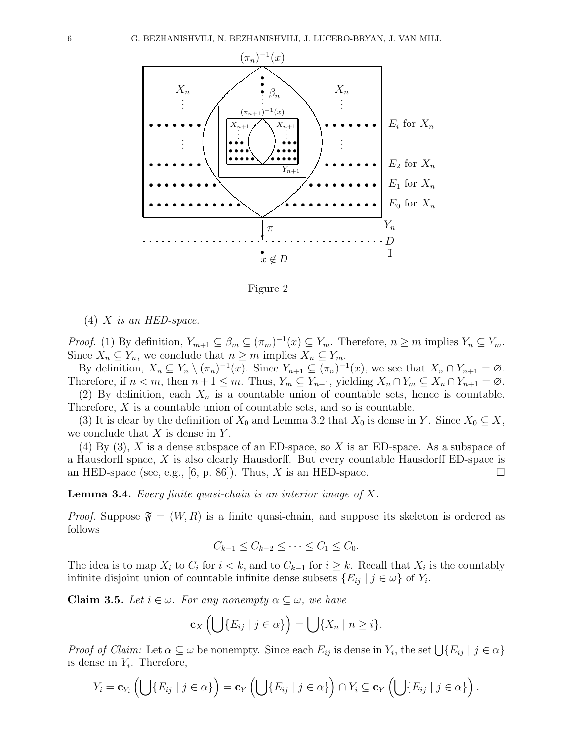Figure 2

(4) *$X$ is an HED-space.*

*Proof.* (1) By definition, $Y_{m+1} \subseteq \beta_m \subseteq (\pi_m)^{-1}(x) \subseteq Y_m$. Therefore, $n \geq m$ implies $Y_n \subseteq Y_m$. Since $X_n \subseteq Y_n$, we conclude that $n \geq m$ implies $X_n \subseteq Y_m$.

By definition, $X_n \subseteq Y_n \setminus (\pi_n)^{-1}(x)$. Since $Y_{n+1} \subseteq (\pi_n)^{-1}(x)$, we see that $X_n \cap Y_{n+1} = \varnothing$. Therefore, if $n < m$, then $n+1 \leq m$. Thus, $Y_m \subseteq Y_{n+1}$, yielding $X_n \cap Y_m \subseteq X_n \cap Y_{n+1} = \varnothing$.

(2) By definition, each $X_n$ is a countable union of countable sets, hence is countable. Therefore, $X$ is a countable union of countable sets, and so is countable.

(3) It is clear by the definition of $X_0$ and Lemma 3.2 that $X_0$ is dense in $Y$. Since $X_0 \subseteq X$, we conclude that $X$ is dense in $Y$.

(4) By (3), $X$ is a dense subspace of an ED-space, so $X$ is an ED-space. As a subspace of a Hausdorff space, $X$ is also clearly Hausdorff. But every countable Hausdorff ED-space is an HED-space (see, e.g., [6, p. 86]). Thus, $X$ is an HED-space. $\square$

**Lemma 3.4.** *Every finite quasi-chain is an interior image of $X$.*

*Proof.* Suppose $\mathfrak{F} = (W, R)$ is a finite quasi-chain, and suppose its skeleton is ordered as follows

$$C_{k-1} \leq C_{k-2} \leq \cdots \leq C_1 \leq C_0.$$

The idea is to map $X_i$ to $C_i$ for $i < k$, and to $C_{k-1}$ for $i \geq k$. Recall that $X_i$ is the countably infinite disjoint union of countable infinite dense subsets $\{E_{ij} \mid j \in \omega\}$ of $Y_i$.

**Claim 3.5.** *Let $i \in \omega$. For any nonempty $\alpha \subseteq \omega$, we have*

$$\mathbf{c}_X \left( \bigcup \{E_{ij} \mid j \in \alpha\} \right) = \bigcup \{X_n \mid n \geq i\}.$$

*Proof of Claim:* Let $\alpha \subseteq \omega$ be nonempty. Since each $E_{ij}$ is dense in $Y_i$, the set $\bigcup \{E_{ij} \mid j \in \alpha\}$ is dense in $Y_i$. Therefore,

$$Y_i = \mathbf{c}_{Y_i} \left( \bigcup \{E_{ij} \mid j \in \alpha\} \right) = \mathbf{c}_Y \left( \bigcup \{E_{ij} \mid j \in \alpha\} \right) \cap Y_i \subseteq \mathbf{c}_Y \left( \bigcup \{E_{ij} \mid j \in \alpha\} \right).$$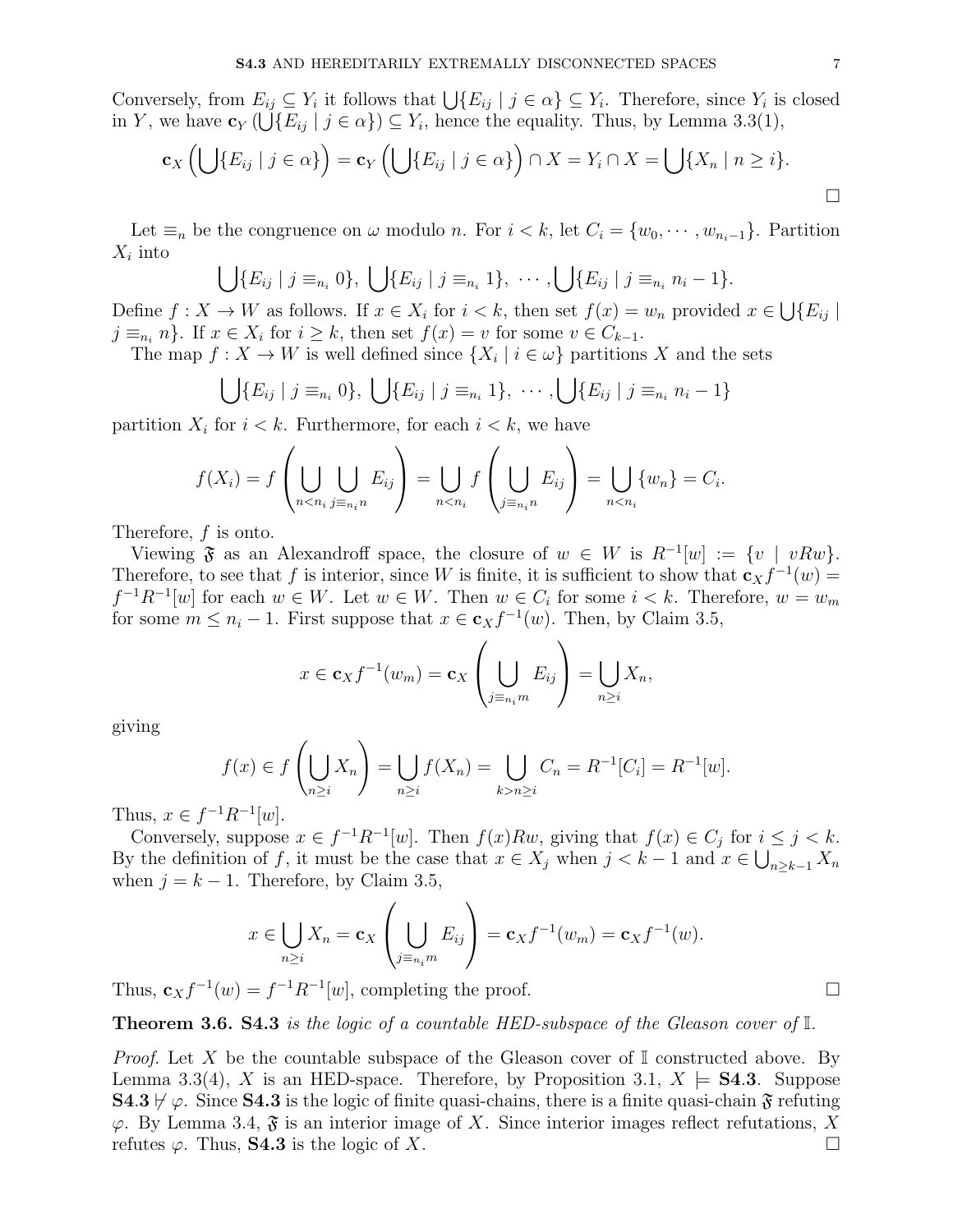Conversely, from $E_{ij} \subseteq Y_i$ it follows that $\bigcup\{E_{ij} \mid j \in \alpha\} \subseteq Y_i$. Therefore, since $Y_i$ is closed in $Y$, we have $\mathbf{c}_Y\left(\bigcup\{E_{ij} \mid j \in \alpha\}\right) \subseteq Y_i$, hence the equality. Thus, by Lemma 3.3(1),

$$\mathbf{c}_X\left(\bigcup\{E_{ij} \mid j \in \alpha\}\right) = \mathbf{c}_Y\left(\bigcup\{E_{ij} \mid j \in \alpha\}\right) \cap X = Y_i \cap X = \bigcup\{X_n \mid n \geq i\}.$$

□

Let $\equiv_n$ be the congruence on $\omega$ modulo $n$. For $i < k$, let $C_i = \{w_0, \cdots, w_{n_i - 1}\}$. Partition $X_i$ into

$$\bigcup\{E_{ij} \mid j \equiv_{n_i} 0\},\ \bigcup\{E_{ij} \mid j \equiv_{n_i} 1\},\ \cdots, \bigcup\{E_{ij} \mid j \equiv_{n_i} n_i - 1\}.$$

Define $f : X \to W$ as follows. If $x \in X_i$ for $i < k$, then set $f(x) = w_n$ provided $x \in \bigcup\{E_{ij} \mid j \equiv_{n_i} n\}$. If $x \in X_i$ for $i \geq k$, then set $f(x) = v$ for some $v \in C_{k-1}$.

The map $f : X \to W$ is well defined since $\{X_i \mid i \in \omega\}$ partitions $X$ and the sets

$$\bigcup\{E_{ij} \mid j \equiv_{n_i} 0\},\ \bigcup\{E_{ij} \mid j \equiv_{n_i} 1\},\ \cdots, \bigcup\{E_{ij} \mid j \equiv_{n_i} n_i - 1\}$$

partition $X_i$ for $i < k$. Furthermore, for each $i < k$, we have

$$f(X_i) = f\left(\bigcup_{n < n_i} \bigcup_{j \equiv_{n_i} n} E_{ij}\right) = \bigcup_{n < n_i} f\left(\bigcup_{j \equiv_{n_i} n} E_{ij}\right) = \bigcup_{n < n_i} \{w_n\} = C_i.$$

Therefore, $f$ is onto.

Viewing $\mathfrak{F}$ as an Alexandroff space, the closure of $w \in W$ is $R^{-1}[w] := \{v \mid vRw\}$. Therefore, to see that $f$ is interior, since $W$ is finite, it is sufficient to show that $\mathbf{c}_X f^{-1}(w) = f^{-1}R^{-1}[w]$ for each $w \in W$. Let $w \in W$. Then $w \in C_i$ for some $i < k$. Therefore, $w = w_m$ for some $m \leq n_i - 1$. First suppose that $x \in \mathbf{c}_X f^{-1}(w)$. Then, by Claim 3.5,

$$x \in \mathbf{c}_X f^{-1}(w_m) = \mathbf{c}_X\left(\bigcup_{j \equiv_{n_i} m} E_{ij}\right) = \bigcup_{n \geq i} X_n,$$

giving

$$f(x) \in f\left(\bigcup_{n \geq i} X_n\right) = \bigcup_{n \geq i} f(X_n) = \bigcup_{k > n \geq i} C_n = R^{-1}[C_i] = R^{-1}[w].$$

Thus, $x \in f^{-1}R^{-1}[w]$.

Conversely, suppose $x \in f^{-1}R^{-1}[w]$. Then $f(x)Rw$, giving that $f(x) \in C_j$ for $i \leq j < k$. By the definition of $f$, it must be the case that $x \in X_j$ when $j < k-1$ and $x \in \bigcup_{n \geq k-1} X_n$ when $j = k-1$. Therefore, by Claim 3.5,

$$x \in \bigcup_{n \geq i} X_n = \mathbf{c}_X\left(\bigcup_{j \equiv_{n_i} m} E_{ij}\right) = \mathbf{c}_X f^{-1}(w_m) = \mathbf{c}_X f^{-1}(w).$$

Thus, $\mathbf{c}_X f^{-1}(w) = f^{-1}R^{-1}[w]$, completing the proof. □

**Theorem 3.6.** *$\mathbf{S4.3}$ is the logic of a countable HED-subspace of the Gleason cover of $\mathbb{I}$.*

*Proof.* Let $X$ be the countable subspace of the Gleason cover of $\mathbb{I}$ constructed above. By Lemma 3.3(4), $X$ is an HED-space. Therefore, by Proposition 3.1, $X \models \mathbf{S4.3}$. Suppose $\mathbf{S4.3} \not\vdash \varphi$. Since $\mathbf{S4.3}$ is the logic of finite quasi-chains, there is a finite quasi-chain $\mathfrak{F}$ refuting $\varphi$. By Lemma 3.4, $\mathfrak{F}$ is an interior image of $X$. Since interior images reflect refutations, $X$ refutes $\varphi$. Thus, $\mathbf{S4.3}$ is the logic of $X$. □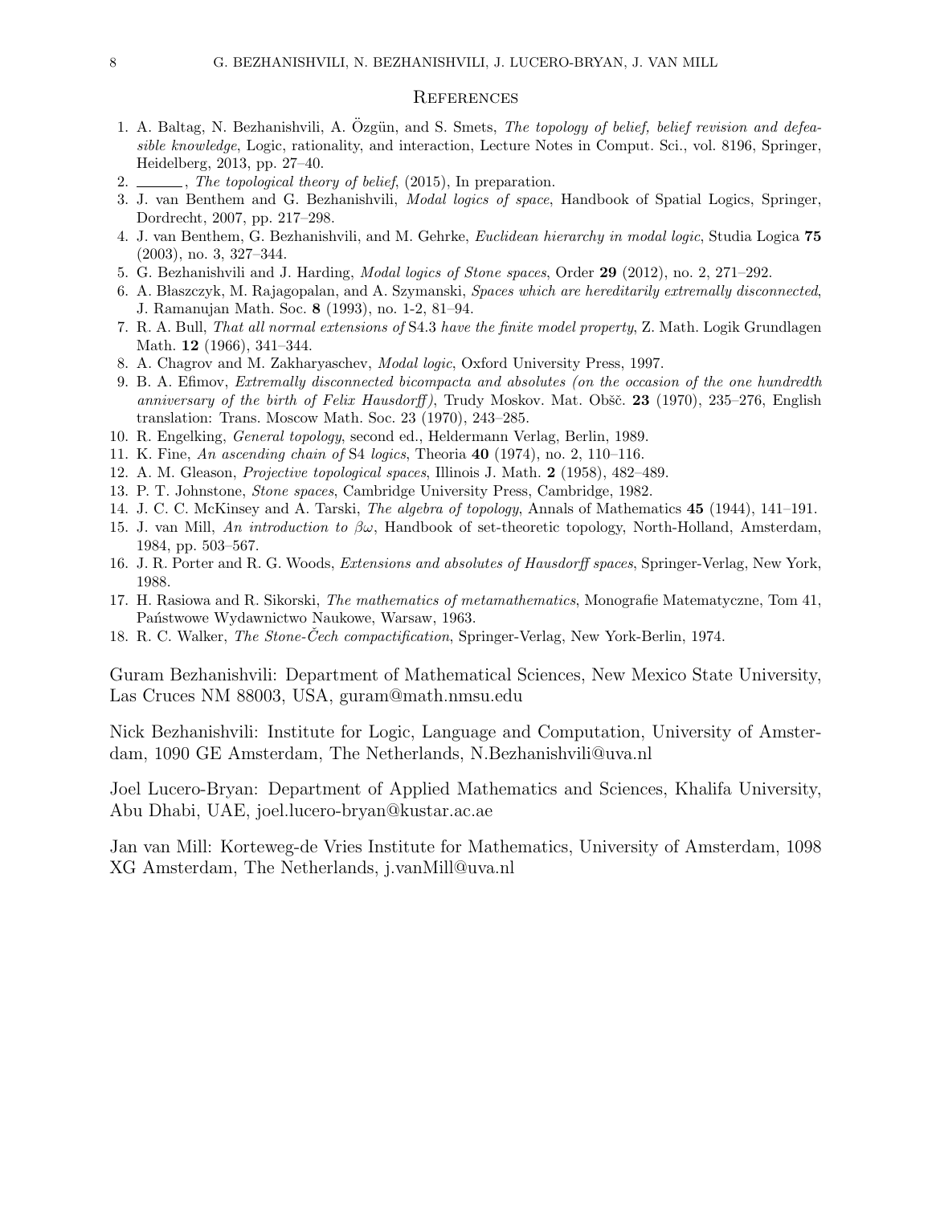## References

1. A. Baltag, N. Bezhanishvili, A. Özgün, and S. Smets, *The topology of belief, belief revision and defeasible knowledge*, Logic, rationality, and interaction, Lecture Notes in Comput. Sci., vol. 8196, Springer, Heidelberg, 2013, pp. 27–40.
2. ______, *The topological theory of belief*, (2015), In preparation.
3. J. van Benthem and G. Bezhanishvili, *Modal logics of space*, Handbook of Spatial Logics, Springer, Dordrecht, 2007, pp. 217–298.
4. J. van Benthem, G. Bezhanishvili, and M. Gehrke, *Euclidean hierarchy in modal logic*, Studia Logica **75** (2003), no. 3, 327–344.
5. G. Bezhanishvili and J. Harding, *Modal logics of Stone spaces*, Order **29** (2012), no. 2, 271–292.
6. A. Błaszczyk, M. Rajagopalan, and A. Szymanski, *Spaces which are hereditarily extremally disconnected*, J. Ramanujan Math. Soc. **8** (1993), no. 1-2, 81–94.
7. R. A. Bull, *That all normal extensions of* S4.3 *have the finite model property*, Z. Math. Logik Grundlagen Math. **12** (1966), 341–344.
8. A. Chagrov and M. Zakharyaschev, *Modal logic*, Oxford University Press, 1997.
9. B. A. Efimov, *Extremally disconnected bicompacta and absolutes (on the occasion of the one hundredth anniversary of the birth of Felix Hausdorff)*, Trudy Moskov. Mat. Obšč. **23** (1970), 235–276, English translation: Trans. Moscow Math. Soc. 23 (1970), 243–285.
10. R. Engelking, *General topology*, second ed., Heldermann Verlag, Berlin, 1989.
11. K. Fine, *An ascending chain of* S4 *logics*, Theoria **40** (1974), no. 2, 110–116.
12. A. M. Gleason, *Projective topological spaces*, Illinois J. Math. **2** (1958), 482–489.
13. P. T. Johnstone, *Stone spaces*, Cambridge University Press, Cambridge, 1982.
14. J. C. C. McKinsey and A. Tarski, *The algebra of topology*, Annals of Mathematics **45** (1944), 141–191.
15. J. van Mill, *An introduction to* $\beta\omega$, Handbook of set-theoretic topology, North-Holland, Amsterdam, 1984, pp. 503–567.
16. J. R. Porter and R. G. Woods, *Extensions and absolutes of Hausdorff spaces*, Springer-Verlag, New York, 1988.
17. H. Rasiowa and R. Sikorski, *The mathematics of metamathematics*, Monografie Matematyczne, Tom 41, Państwowe Wydawnictwo Naukowe, Warsaw, 1963.
18. R. C. Walker, *The Stone-Čech compactification*, Springer-Verlag, New York-Berlin, 1974.

Guram Bezhanishvili: Department of Mathematical Sciences, New Mexico State University, Las Cruces NM 88003, USA, guram@math.nmsu.edu

Nick Bezhanishvili: Institute for Logic, Language and Computation, University of Amsterdam, 1090 GE Amsterdam, The Netherlands, N.Bezhanishvili@uva.nl

Joel Lucero-Bryan: Department of Applied Mathematics and Sciences, Khalifa University, Abu Dhabi, UAE, joel.lucero-bryan@kustar.ac.ae

Jan van Mill: Korteweg-de Vries Institute for Mathematics, University of Amsterdam, 1098 XG Amsterdam, The Netherlands, j.vanMill@uva.nl